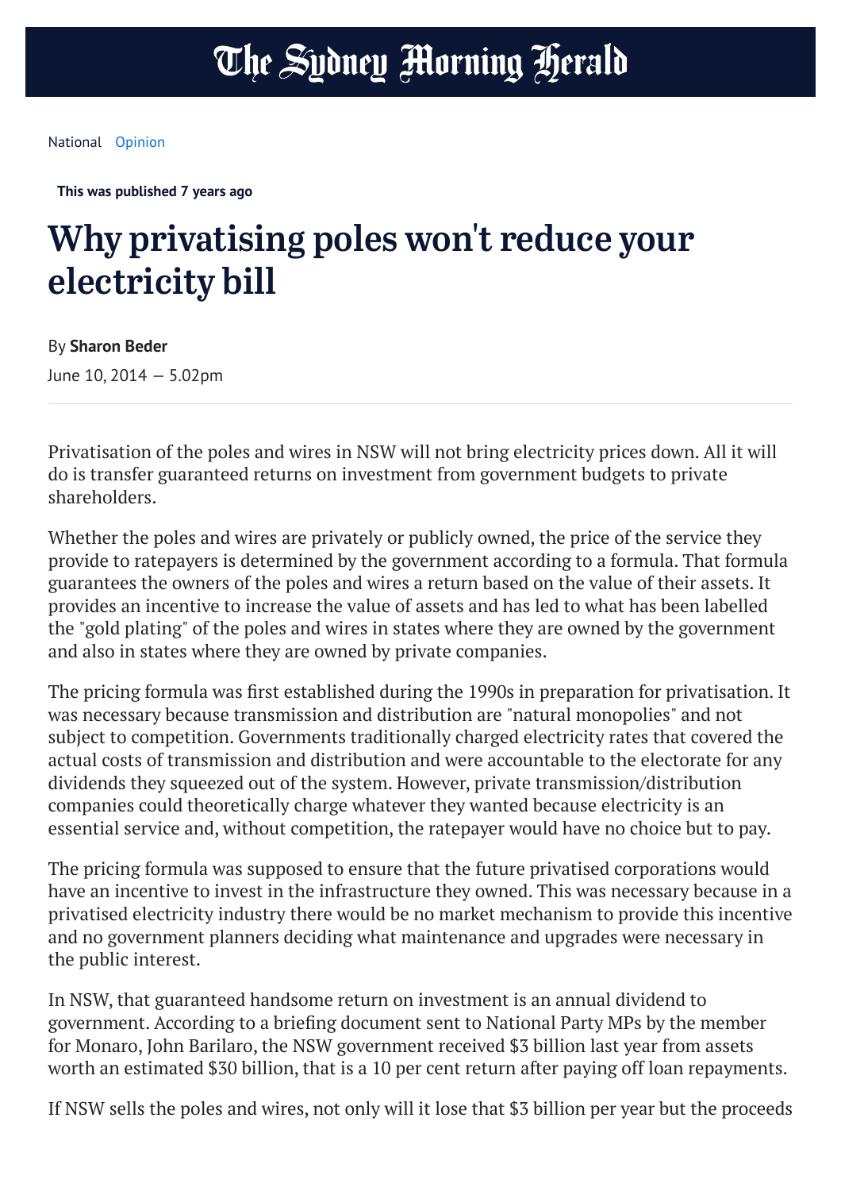The Sydney Morning Herald

National Opinion

This was published 7 years ago

# Why privatising poles won't reduce your electricity bill

By **Sharon Beder**

June 10, 2014 — 5.02pm

Privatisation of the poles and wires in NSW will not bring electricity prices down. All it will do is transfer guaranteed returns on investment from government budgets to private shareholders.

Whether the poles and wires are privately or publicly owned, the price of the service they provide to ratepayers is determined by the government according to a formula. That formula guarantees the owners of the poles and wires a return based on the value of their assets. It provides an incentive to increase the value of assets and has led to what has been labelled the "gold plating" of the poles and wires in states where they are owned by the government and also in states where they are owned by private companies.

The pricing formula was first established during the 1990s in preparation for privatisation. It was necessary because transmission and distribution are "natural monopolies" and not subject to competition. Governments traditionally charged electricity rates that covered the actual costs of transmission and distribution and were accountable to the electorate for any dividends they squeezed out of the system. However, private transmission/distribution companies could theoretically charge whatever they wanted because electricity is an essential service and, without competition, the ratepayer would have no choice but to pay.

The pricing formula was supposed to ensure that the future privatised corporations would have an incentive to invest in the infrastructure they owned. This was necessary because in a privatised electricity industry there would be no market mechanism to provide this incentive and no government planners deciding what maintenance and upgrades were necessary in the public interest.

In NSW, that guaranteed handsome return on investment is an annual dividend to government. According to a briefing document sent to National Party MPs by the member for Monaro, John Barilaro, the NSW government received $3 billion last year from assets worth an estimated $30 billion, that is a 10 per cent return after paying off loan repayments.

If NSW sells the poles and wires, not only will it lose that $3 billion per year but the proceeds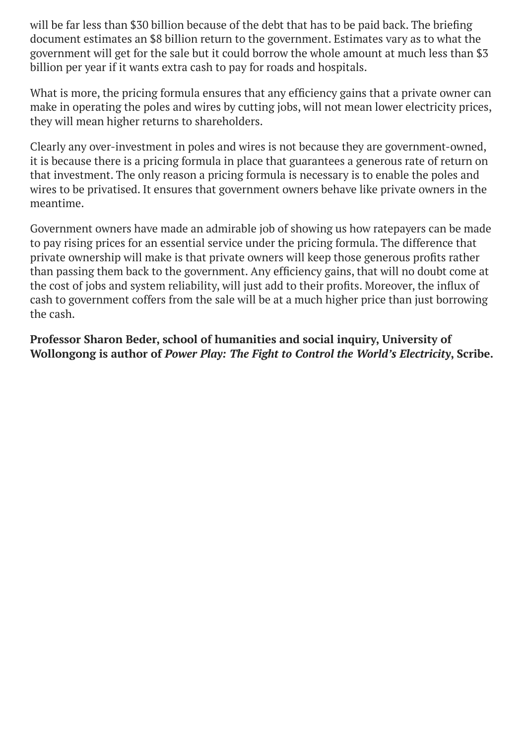will be far less than $30 billion because of the debt that has to be paid back. The briefing document estimates an $8 billion return to the government. Estimates vary as to what the government will get for the sale but it could borrow the whole amount at much less than $3 billion per year if it wants extra cash to pay for roads and hospitals.

What is more, the pricing formula ensures that any efficiency gains that a private owner can make in operating the poles and wires by cutting jobs, will not mean lower electricity prices, they will mean higher returns to shareholders.

Clearly any over-investment in poles and wires is not because they are government-owned, it is because there is a pricing formula in place that guarantees a generous rate of return on that investment. The only reason a pricing formula is necessary is to enable the poles and wires to be privatised. It ensures that government owners behave like private owners in the meantime.

Government owners have made an admirable job of showing us how ratepayers can be made to pay rising prices for an essential service under the pricing formula. The difference that private ownership will make is that private owners will keep those generous profits rather than passing them back to the government. Any efficiency gains, that will no doubt come at the cost of jobs and system reliability, will just add to their profits. Moreover, the influx of cash to government coffers from the sale will be at a much higher price than just borrowing the cash.

**Professor Sharon Beder, school of humanities and social inquiry, University of Wollongong is author of *Power Play: The Fight to Control the World's Electricity*, Scribe.**